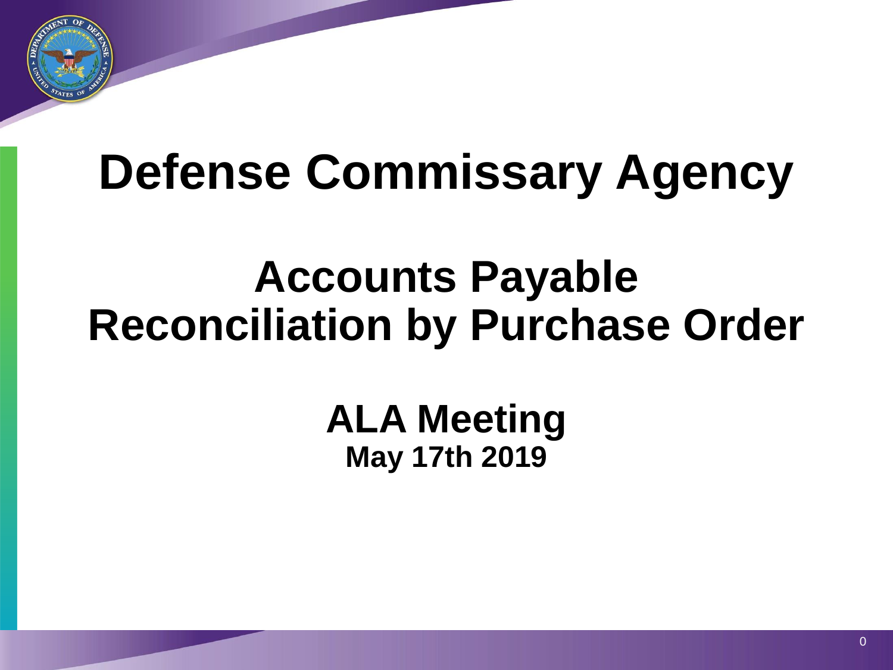# Defense Commissary Agency

## Accounts Payable Reconciliation by Purchase Order

### ALA Meeting

**May 17th 2019**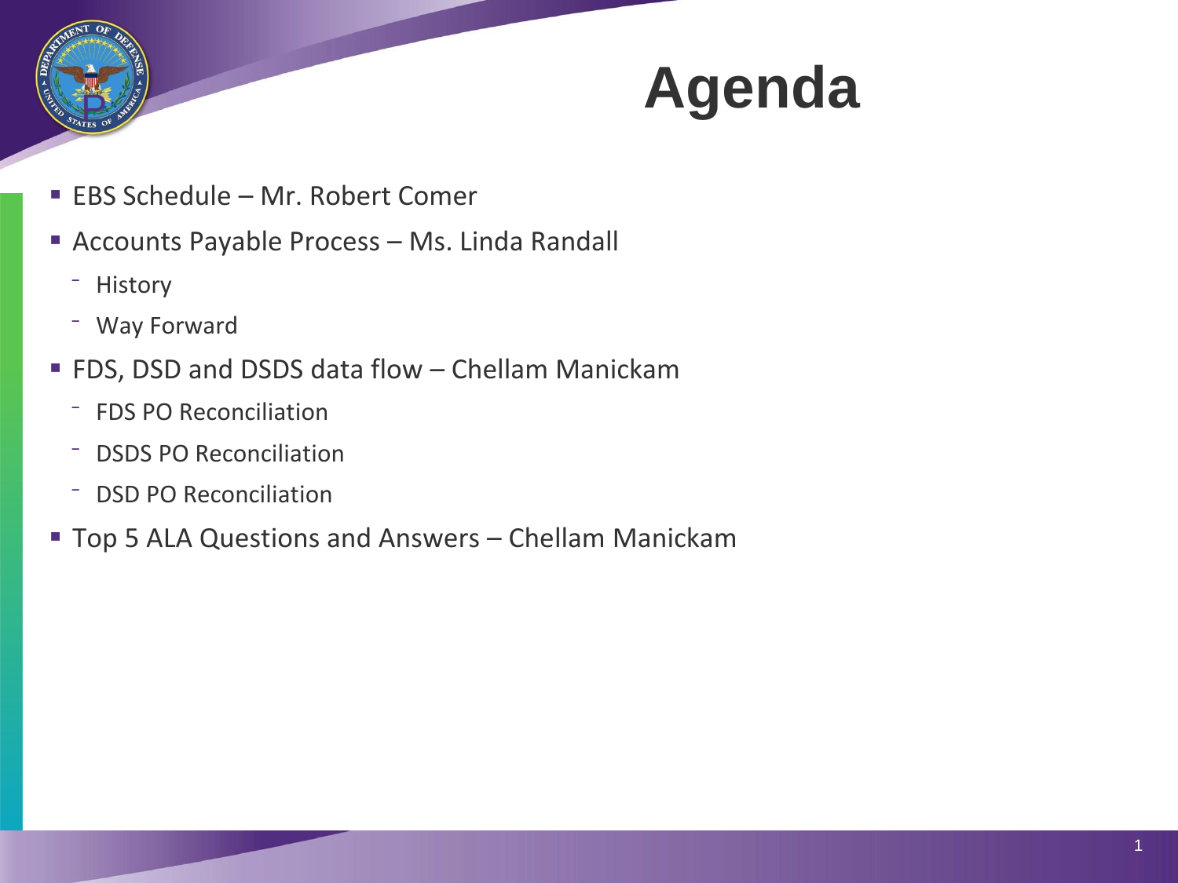# Agenda

- EBS Schedule – Mr. Robert Comer
- Accounts Payable Process – Ms. Linda Randall
  - History
  - Way Forward
- FDS, DSD and DSDS data flow – Chellam Manickam
  - FDS PO Reconciliation
  - DSDS PO Reconciliation
  - DSD PO Reconciliation
- Top 5 ALA Questions and Answers – Chellam Manickam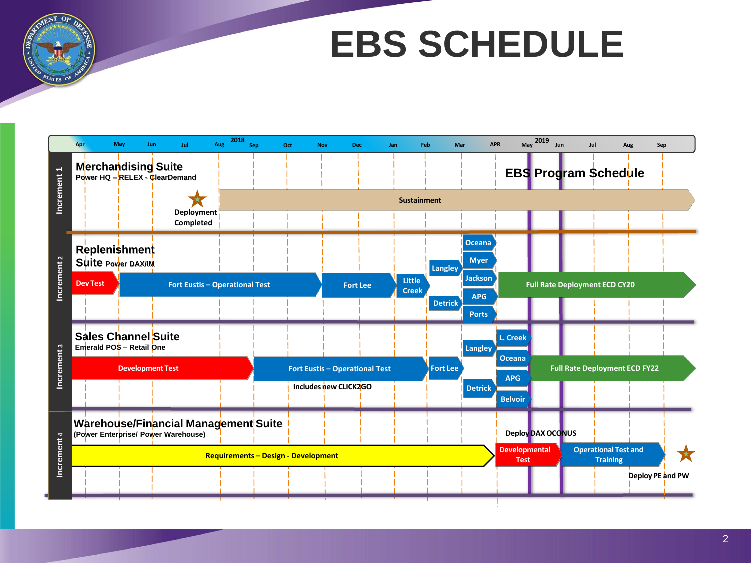# EBS SCHEDULE

**EBS Program Schedule**

Timeline: 2018 (Apr, May, Jun, Jul, Aug, Sep, Oct, Nov, Dec) – 2019 (Jan, Feb, Mar, APR, May, Jun, Jul, Aug, Sep)

## Increment 1

**Merchandising Suite**
Power HQ – RELEX - ClearDemand

- Deployment Completed
- Sustainment

## Increment 2

**Replenishment Suite** Power DAX/IM

- Dev Test
- Fort Eustis – Operational Test
- Fort Lee
- Little Creek
- Langley
- Detrick
- Oceana
- Myer
- Jackson
- APG
- Ports
- Full Rate Deployment ECD CY20

## Increment 3

**Sales Channel Suite**
Emerald POS – Retail One

- Development Test
- Fort Eustis – Operational Test
  - Includes new CLICK2GO
- Fort Lee
- Langley
- Detrick
- L. Creek
- Oceana
- APG
- Belvoir
- Full Rate Deployment ECD FY22

## Increment 4

**Warehouse/Financial Management Suite**
(Power Enterprise/ Power Warehouse)

- Requirements – Design - Development
- Deploy DAX OCONUS
- Developmental Test
- Operational Test and Training
- Deploy PE and PW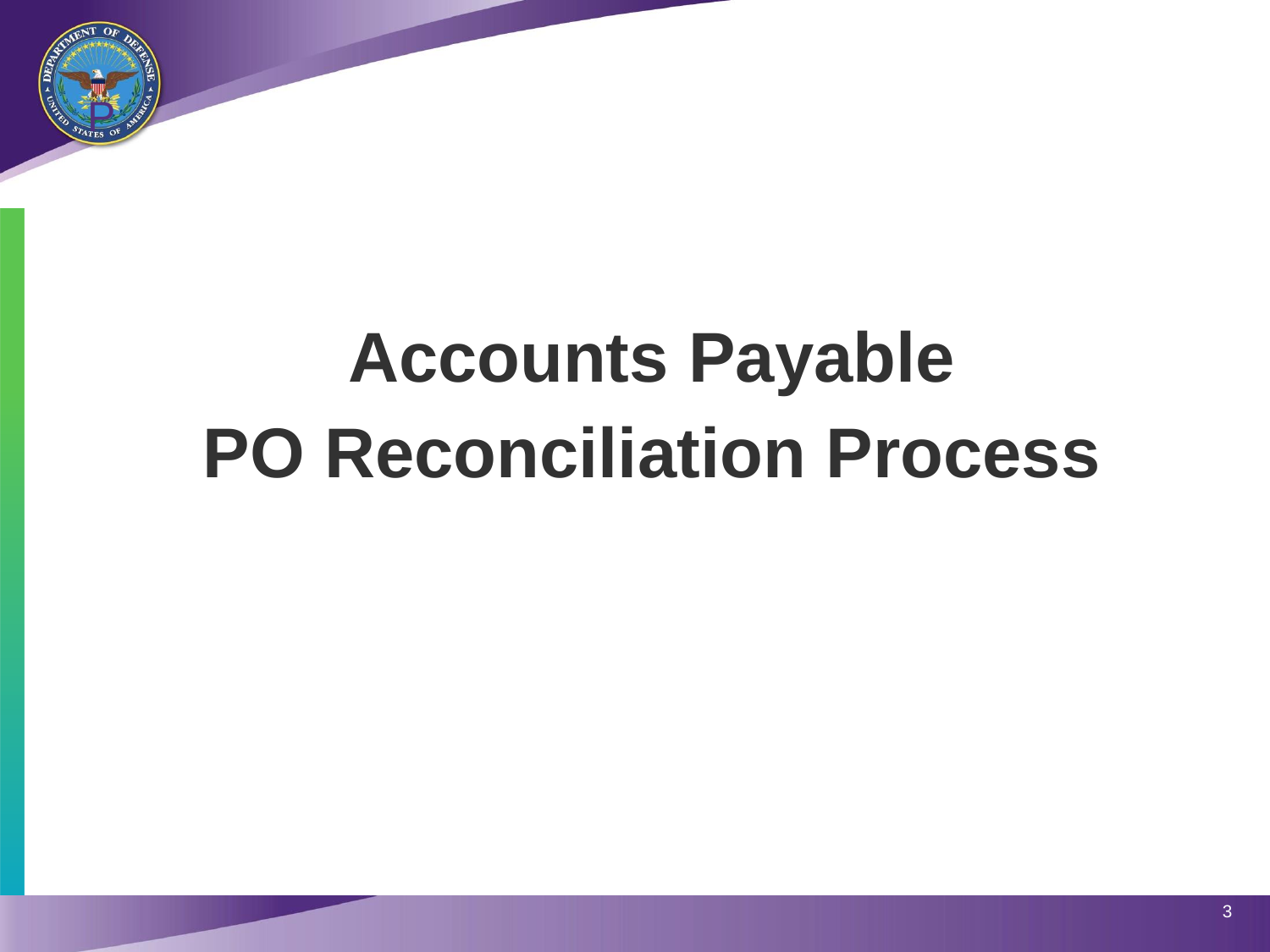# Accounts Payable
# PO Reconciliation Process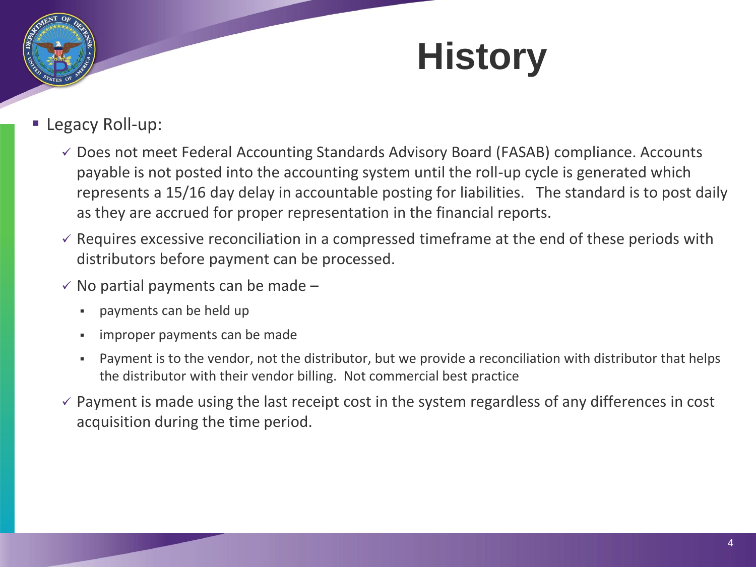# History

- Legacy Roll-up:
  - ✓ Does not meet Federal Accounting Standards Advisory Board (FASAB) compliance. Accounts payable is not posted into the accounting system until the roll-up cycle is generated which represents a 15/16 day delay in accountable posting for liabilities. The standard is to post daily as they are accrued for proper representation in the financial reports.
  - ✓ Requires excessive reconciliation in a compressed timeframe at the end of these periods with distributors before payment can be processed.
  - ✓ No partial payments can be made –
    - payments can be held up
    - improper payments can be made
    - Payment is to the vendor, not the distributor, but we provide a reconciliation with distributor that helps the distributor with their vendor billing. Not commercial best practice
  - ✓ Payment is made using the last receipt cost in the system regardless of any differences in cost acquisition during the time period.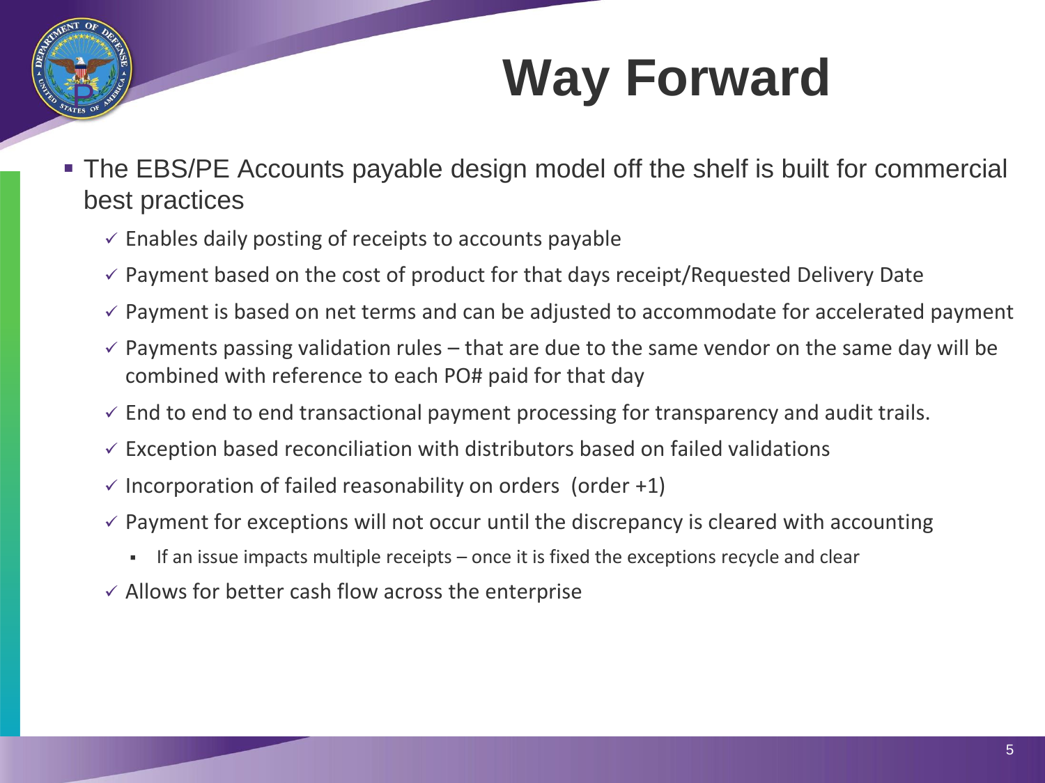# Way Forward

- The EBS/PE Accounts payable design model off the shelf is built for commercial best practices
  - ✓ Enables daily posting of receipts to accounts payable
  - ✓ Payment based on the cost of product for that days receipt/Requested Delivery Date
  - ✓ Payment is based on net terms and can be adjusted to accommodate for accelerated payment
  - ✓ Payments passing validation rules – that are due to the same vendor on the same day will be combined with reference to each PO# paid for that day
  - ✓ End to end to end transactional payment processing for transparency and audit trails.
  - ✓ Exception based reconciliation with distributors based on failed validations
  - ✓ Incorporation of failed reasonability on orders (order +1)
  - ✓ Payment for exceptions will not occur until the discrepancy is cleared with accounting
    - If an issue impacts multiple receipts – once it is fixed the exceptions recycle and clear
  - ✓ Allows for better cash flow across the enterprise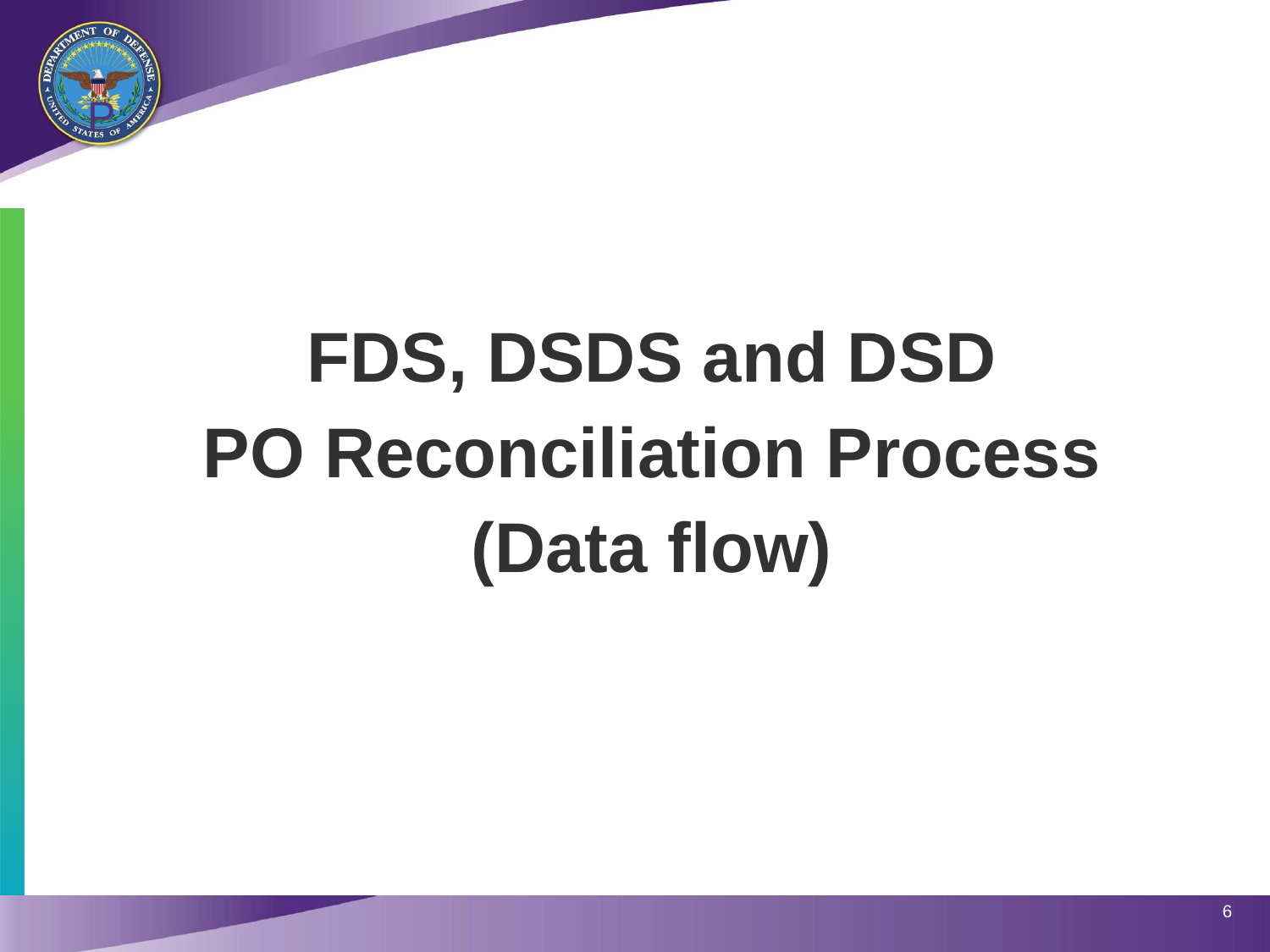# FDS, DSDS and DSD PO Reconciliation Process (Data flow)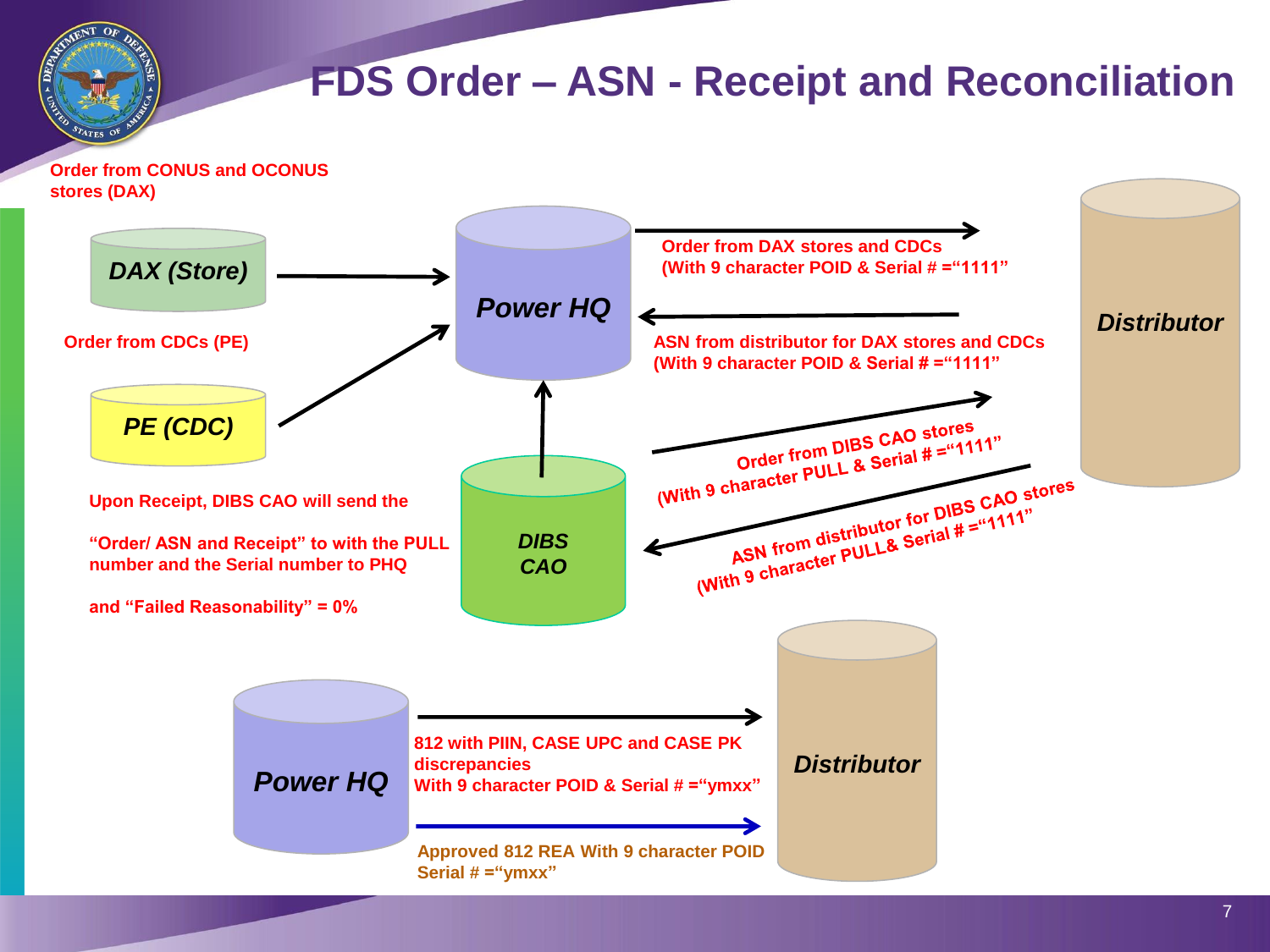# FDS Order – ASN - Receipt and Reconciliation

Order from CONUS and OCONUS stores (DAX)

**DAX (Store)**

Order from CDCs (PE)

**PE (CDC)**

**Power HQ**

Order from DAX stores and CDCs (With 9 character POID & Serial # ="1111"

ASN from distributor for DAX stores and CDCs (With 9 character POID & Serial # ="1111"

**Distributor**

Order from DIBS CAO stores (With 9 character PULL & Serial # ="1111"

ASN from distributor for DIBS CAO stores (With 9 character PULL& Serial # ="1111"

**DIBS CAO**

Upon Receipt, DIBS CAO will send the

"Order/ ASN and Receipt" to with the PULL number and the Serial number to PHQ

and "Failed Reasonability" = 0%

**Power HQ**

812 with PIIN, CASE UPC and CASE PK discrepancies
With 9 character POID & Serial # ="ymxx"

Approved 812 REA With 9 character POID Serial # ="ymxx"

**Distributor**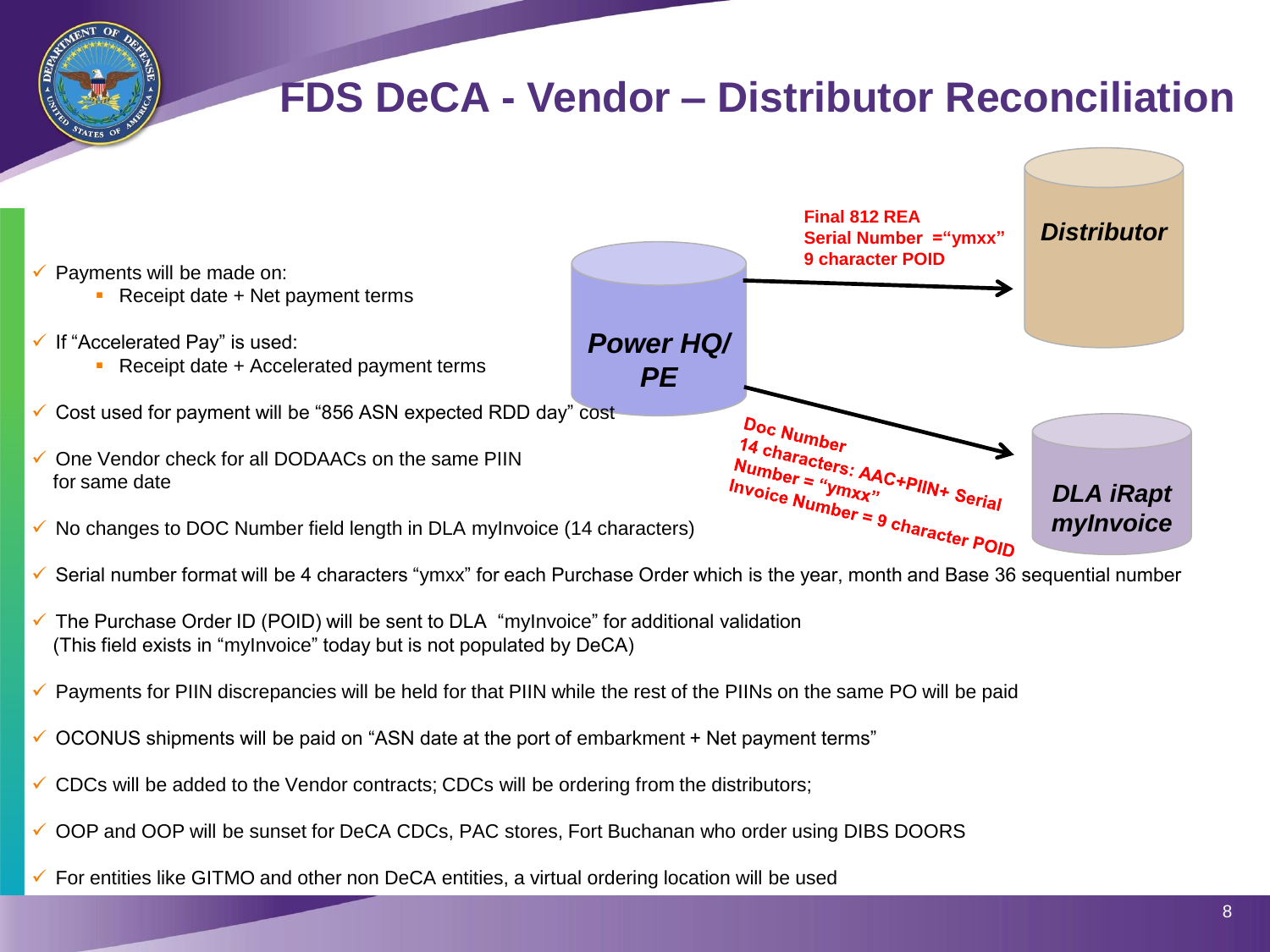# FDS DeCA - Vendor – Distributor Reconciliation

**Power HQ/ PE**

**Final 812 REA**
**Serial Number ="ymxx"**
**9 character POID**

***Distributor***

**Doc Number**
**14 characters: AAC+PIIN+ Serial Number = "ymxx"**
**Invoice Number = 9 character POID**

***DLA iRapt myInvoice***

- Payments will be made on:
  - Receipt date + Net payment terms
- If "Accelerated Pay" is used:
  - Receipt date + Accelerated payment terms
- Cost used for payment will be "856 ASN expected RDD day" cost
- One Vendor check for all DODAACs on the same PIIN for same date
- No changes to DOC Number field length in DLA myInvoice (14 characters)
- Serial number format will be 4 characters "ymxx" for each Purchase Order which is the year, month and Base 36 sequential number
- The Purchase Order ID (POID) will be sent to DLA "myInvoice" for additional validation (This field exists in "myInvoice" today but is not populated by DeCA)
- Payments for PIIN discrepancies will be held for that PIIN while the rest of the PIINs on the same PO will be paid
- OCONUS shipments will be paid on "ASN date at the port of embarkment + Net payment terms"
- CDCs will be added to the Vendor contracts; CDCs will be ordering from the distributors;
- OOP and OOP will be sunset for DeCA CDCs, PAC stores, Fort Buchanan who order using DIBS DOORS
- For entities like GITMO and other non DeCA entities, a virtual ordering location will be used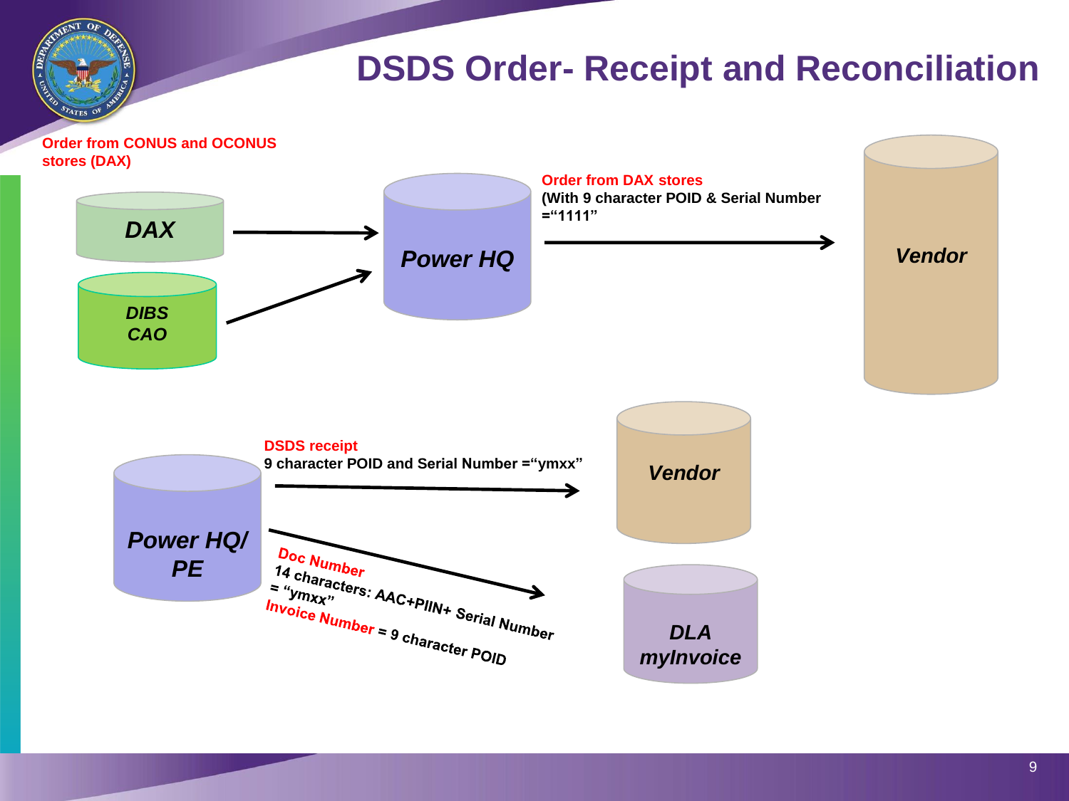# DSDS Order- Receipt and Reconciliation

Order from CONUS and OCONUS stores (DAX)

DAX

DIBS CAO

Power HQ

Order from DAX stores
(With 9 character POID & Serial Number ="1111"

Vendor

DSDS receipt
9 character POID and Serial Number ="ymxx"

Vendor

Power HQ/ PE

Doc Number
14 characters: AAC+PIIN+ Serial Number = "ymxx"
Invoice Number = 9 character POID

DLA myInvoice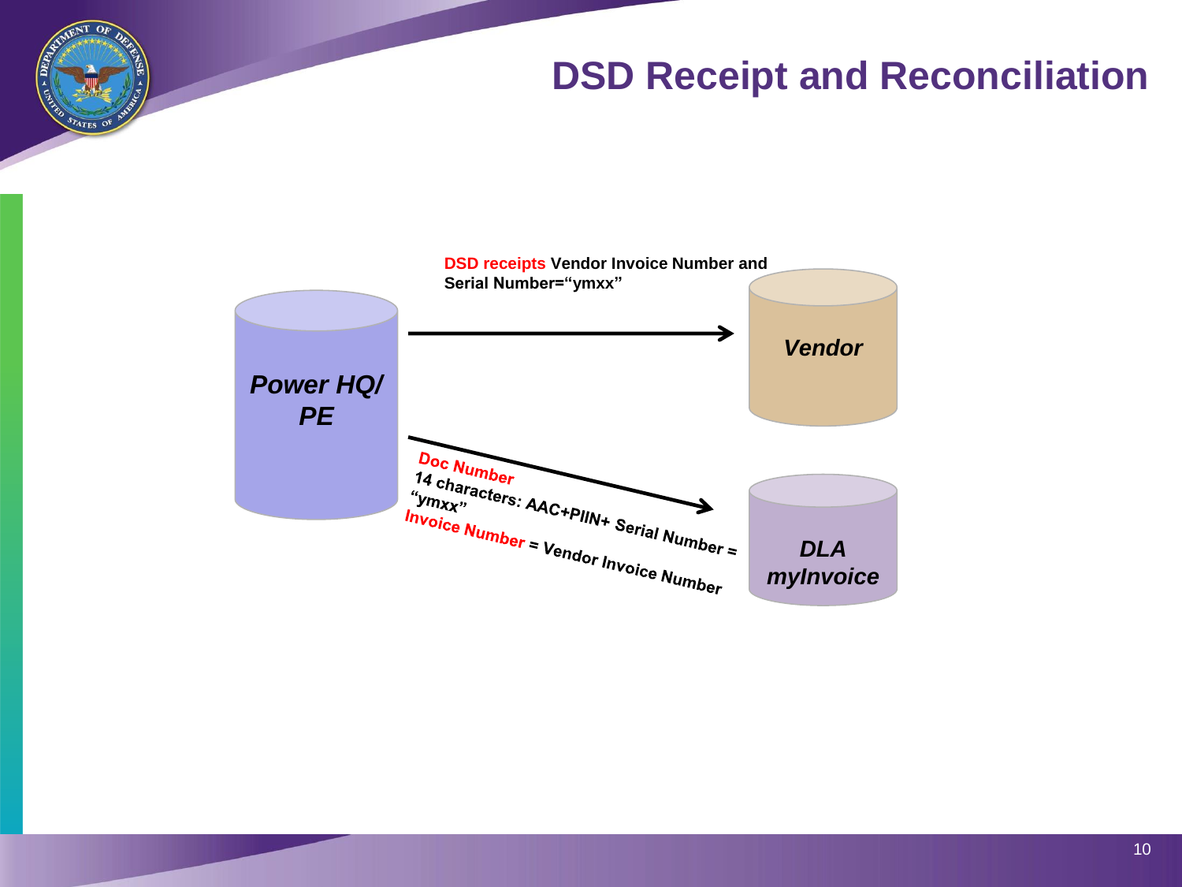# DSD Receipt and Reconciliation

**Power HQ/ PE**

**DSD receipts** Vendor Invoice Number and Serial Number="ymxx"

**Vendor**

**Doc Number** 14 characters: AAC+PIIN+ Serial Number = "ymxx"

**Invoice Number** = Vendor Invoice Number

**DLA myInvoice**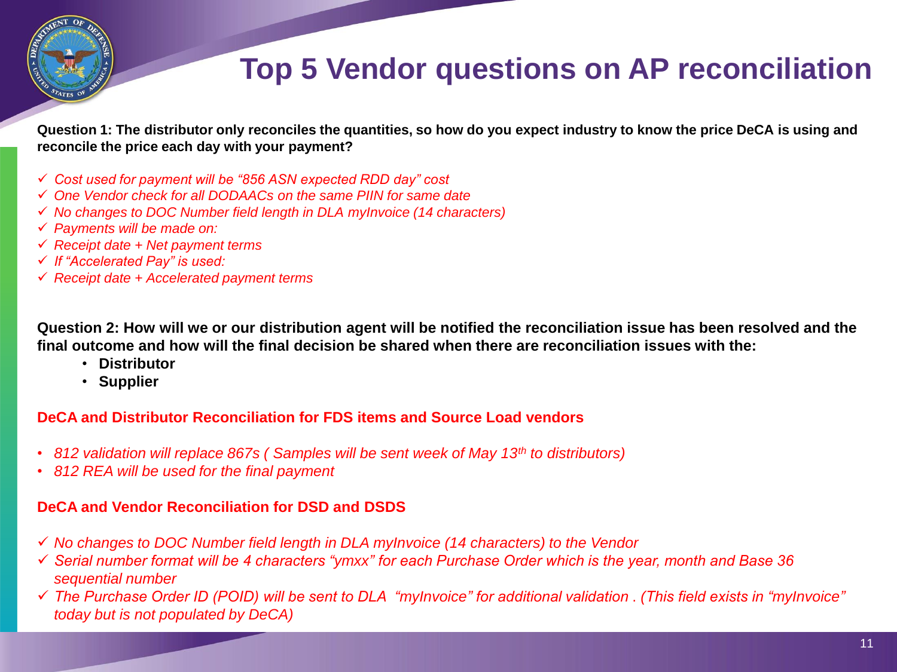# Top 5 Vendor questions on AP reconciliation

**Question 1: The distributor only reconciles the quantities, so how do you expect industry to know the price DeCA is using and reconcile the price each day with your payment?**

- ✓ *Cost used for payment will be "856 ASN expected RDD day" cost*
- ✓ *One Vendor check for all DODAACs on the same PIIN for same date*
- ✓ *No changes to DOC Number field length in DLA myInvoice (14 characters)*
- ✓ *Payments will be made on:*
- ✓ *Receipt date + Net payment terms*
- ✓ *If "Accelerated Pay" is used:*
- ✓ *Receipt date + Accelerated payment terms*

**Question 2: How will we or our distribution agent will be notified the reconciliation issue has been resolved and the final outcome and how will the final decision be shared when there are reconciliation issues with the:**

- **Distributor**
- **Supplier**

**DeCA and Distributor Reconciliation for FDS items and Source Load vendors**

- *812 validation will replace 867s ( Samples will be sent week of May 13th to distributors)*
- *812 REA will be used for the final payment*

**DeCA and Vendor Reconciliation for DSD and DSDS**

- ✓ *No changes to DOC Number field length in DLA myInvoice (14 characters) to the Vendor*
- ✓ *Serial number format will be 4 characters "ymxx" for each Purchase Order which is the year, month and Base 36 sequential number*
- ✓ *The Purchase Order ID (POID) will be sent to DLA "myInvoice" for additional validation . (This field exists in "myInvoice" today but is not populated by DeCA)*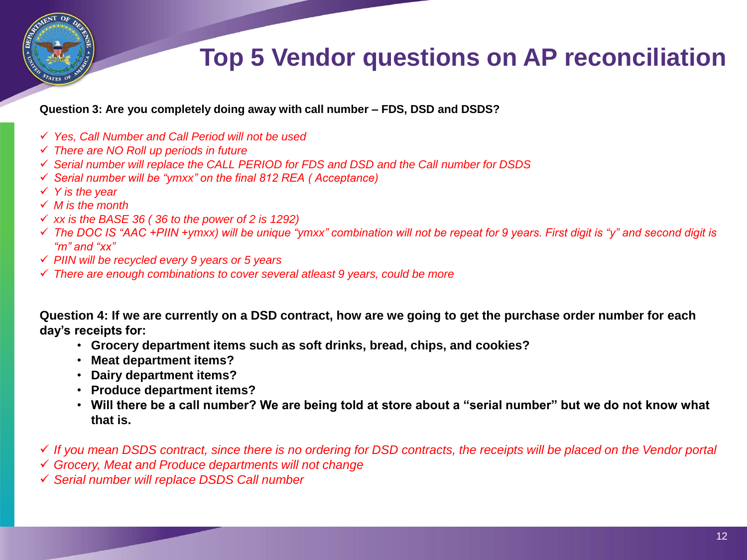# Top 5 Vendor questions on AP reconciliation

**Question 3: Are you completely doing away with call number – FDS, DSD and DSDS?**

- ✓ *Yes, Call Number and Call Period will not be used*
- ✓ *There are NO Roll up periods in future*
- ✓ *Serial number will replace the CALL PERIOD for FDS and DSD and the Call number for DSDS*
- ✓ *Serial number will be "ymxx" on the final 812 REA ( Acceptance)*
- ✓ *Y is the year*
- ✓ *M is the month*
- ✓ *xx is the BASE 36 ( 36 to the power of 2 is 1292)*
- ✓ *The DOC IS "AAC +PIIN +ymxx) will be unique "ymxx" combination will not be repeat for 9 years. First digit is "y" and second digit is "m" and "xx"*
- ✓ *PIIN will be recycled every 9 years or 5 years*
- ✓ *There are enough combinations to cover several atleast 9 years, could be more*

**Question 4: If we are currently on a DSD contract, how are we going to get the purchase order number for each day's receipts for:**

- **Grocery department items such as soft drinks, bread, chips, and cookies?**
- **Meat department items?**
- **Dairy department items?**
- **Produce department items?**
- **Will there be a call number? We are being told at store about a "serial number" but we do not know what that is.**

- ✓ *If you mean DSDS contract, since there is no ordering for DSD contracts, the receipts will be placed on the Vendor portal*
- ✓ *Grocery, Meat and Produce departments will not change*
- ✓ *Serial number will replace DSDS Call number*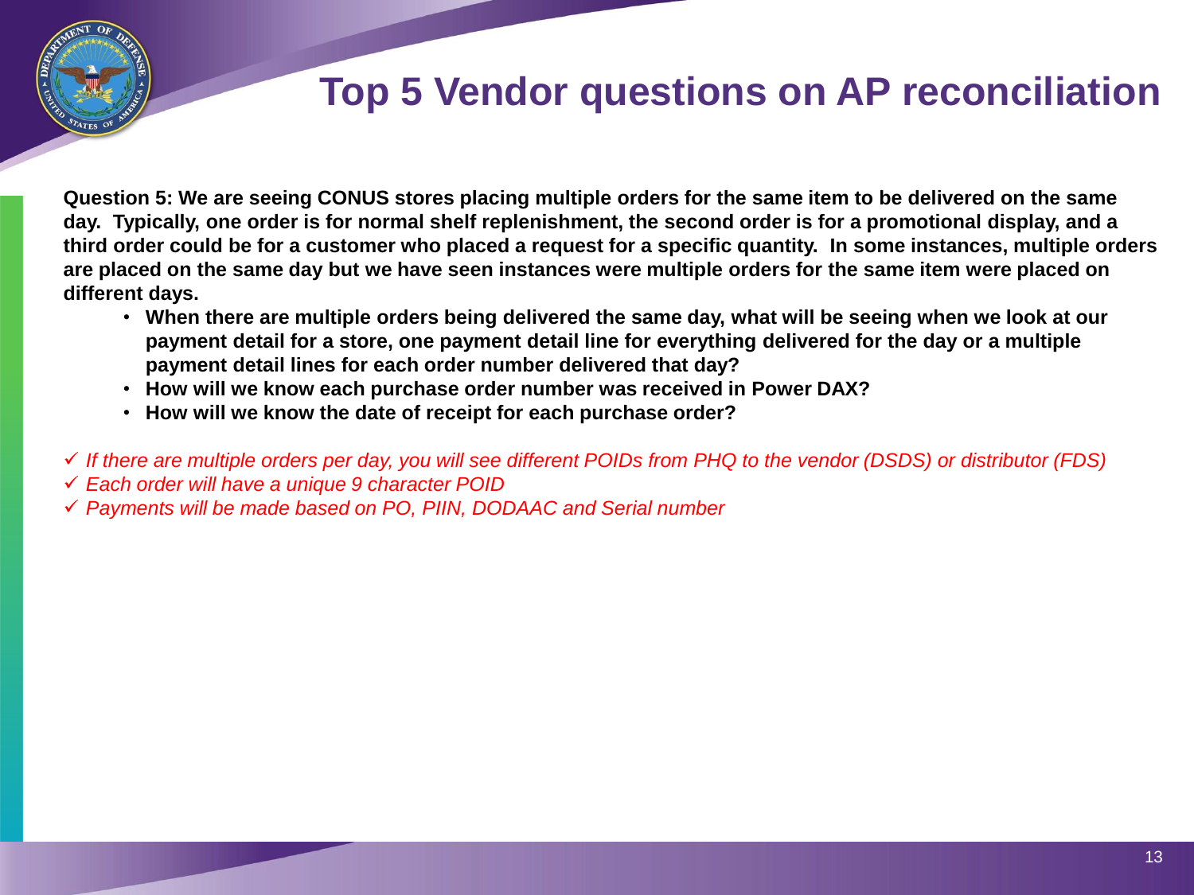# Top 5 Vendor questions on AP reconciliation

**Question 5: We are seeing CONUS stores placing multiple orders for the same item to be delivered on the same day. Typically, one order is for normal shelf replenishment, the second order is for a promotional display, and a third order could be for a customer who placed a request for a specific quantity. In some instances, multiple orders are placed on the same day but we have seen instances were multiple orders for the same item were placed on different days.**

- **When there are multiple orders being delivered the same day, what will be seeing when we look at our payment detail for a store, one payment detail line for everything delivered for the day or a multiple payment detail lines for each order number delivered that day?**
- **How will we know each purchase order number was received in Power DAX?**
- **How will we know the date of receipt for each purchase order?**

✓ *If there are multiple orders per day, you will see different POIDs from PHQ to the vendor (DSDS) or distributor (FDS)*
✓ *Each order will have a unique 9 character POID*
✓ *Payments will be made based on PO, PIIN, DODAAC and Serial number*